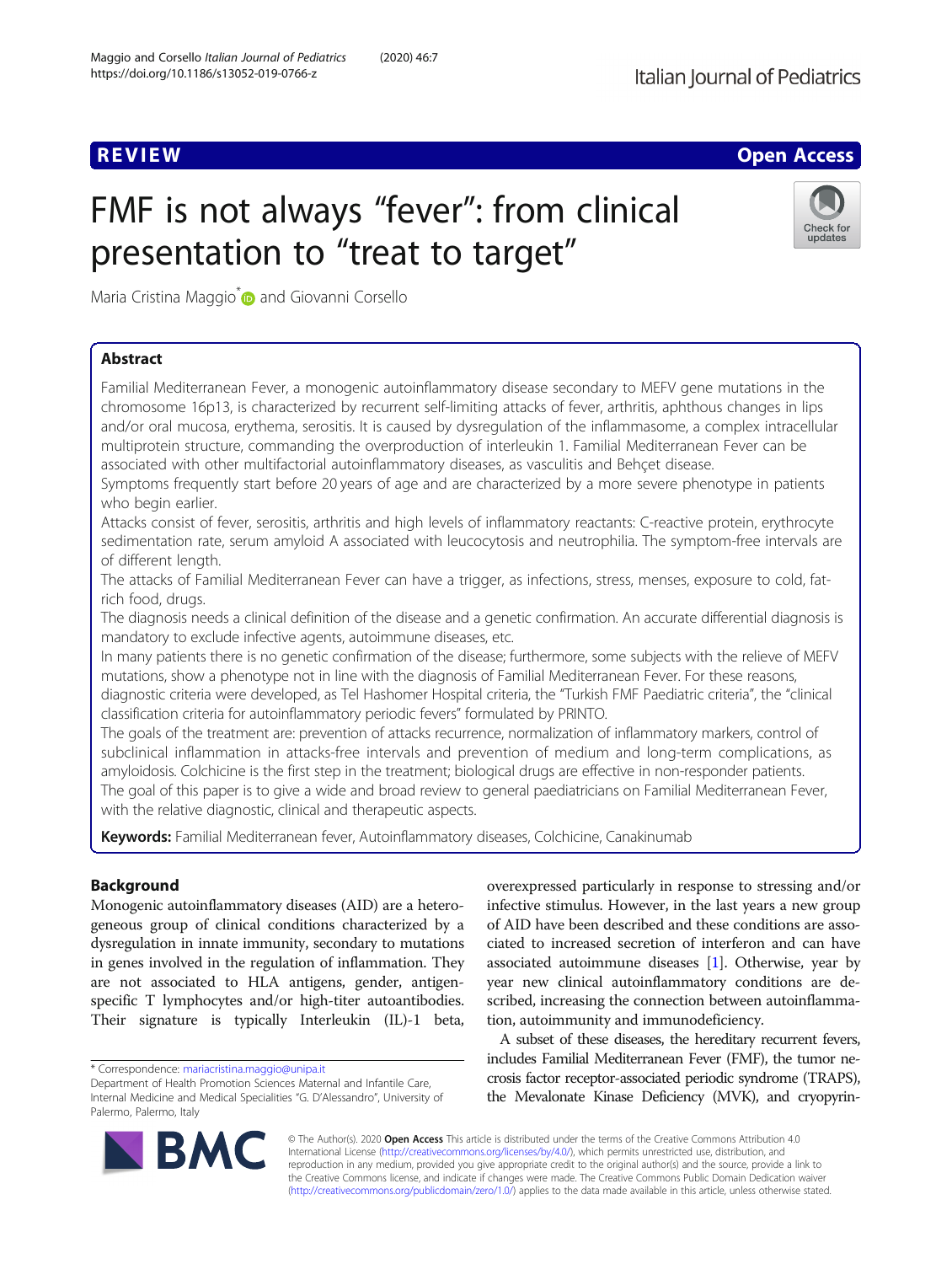REVIEW

Open Access

# FMF is not always "fever": from clinical presentation to "treat to target"

Maria Cristina Maggio* and Giovanni Corsello

## Abstract

Familial Mediterranean Fever, a monogenic autoinflammatory disease secondary to MEFV gene mutations in the chromosome 16p13, is characterized by recurrent self-limiting attacks of fever, arthritis, aphthous changes in lips and/or oral mucosa, erythema, serositis. It is caused by dysregulation of the inflammasome, a complex intracellular multiprotein structure, commanding the overproduction of interleukin 1. Familial Mediterranean Fever can be associated with other multifactorial autoinflammatory diseases, as vasculitis and Behçet disease.

Symptoms frequently start before 20 years of age and are characterized by a more severe phenotype in patients who begin earlier.

Attacks consist of fever, serositis, arthritis and high levels of inflammatory reactants: C-reactive protein, erythrocyte sedimentation rate, serum amyloid A associated with leucocytosis and neutrophilia. The symptom-free intervals are of different length.

The attacks of Familial Mediterranean Fever can have a trigger, as infections, stress, menses, exposure to cold, fat-rich food, drugs.

The diagnosis needs a clinical definition of the disease and a genetic confirmation. An accurate differential diagnosis is mandatory to exclude infective agents, autoimmune diseases, etc.

In many patients there is no genetic confirmation of the disease; furthermore, some subjects with the relieve of MEFV mutations, show a phenotype not in line with the diagnosis of Familial Mediterranean Fever. For these reasons, diagnostic criteria were developed, as Tel Hashomer Hospital criteria, the "Turkish FMF Paediatric criteria", the "clinical classification criteria for autoinflammatory periodic fevers" formulated by PRINTO.

The goals of the treatment are: prevention of attacks recurrence, normalization of inflammatory markers, control of subclinical inflammation in attacks-free intervals and prevention of medium and long-term complications, as amyloidosis. Colchicine is the first step in the treatment; biological drugs are effective in non-responder patients.

The goal of this paper is to give a wide and broad review to general paediatricians on Familial Mediterranean Fever, with the relative diagnostic, clinical and therapeutic aspects.

**Keywords:** Familial Mediterranean fever, Autoinflammatory diseases, Colchicine, Canakinumab

## Background

Monogenic autoinflammatory diseases (AID) are a heterogeneous group of clinical conditions characterized by a dysregulation in innate immunity, secondary to mutations in genes involved in the regulation of inflammation. They are not associated to HLA antigens, gender, antigen-specific T lymphocytes and/or high-titer autoantibodies. Their signature is typically Interleukin (IL)-1 beta, overexpressed particularly in response to stressing and/or infective stimulus. However, in the last years a new group of AID have been described and these conditions are associated to increased secretion of interferon and can have associated autoimmune diseases [1]. Otherwise, year by year new clinical autoinflammatory conditions are described, increasing the connection between autoinflammation, autoimmunity and immunodeficiency.

A subset of these diseases, the hereditary recurrent fevers, includes Familial Mediterranean Fever (FMF), the tumor necrosis factor receptor-associated periodic syndrome (TRAPS), the Mevalonate Kinase Deficiency (MVK), and cryopyrin-

* Correspondence: mariacristina.maggio@unipa.it
Department of Health Promotion Sciences Maternal and Infantile Care, Internal Medicine and Medical Specialities "G. D'Alessandro", University of Palermo, Palermo, Italy

© The Author(s). 2020 **Open Access** This article is distributed under the terms of the Creative Commons Attribution 4.0 International License (http://creativecommons.org/licenses/by/4.0/), which permits unrestricted use, distribution, and reproduction in any medium, provided you give appropriate credit to the original author(s) and the source, provide a link to the Creative Commons license, and indicate if changes were made. The Creative Commons Public Domain Dedication waiver (http://creativecommons.org/publicdomain/zero/1.0/) applies to the data made available in this article, unless otherwise stated.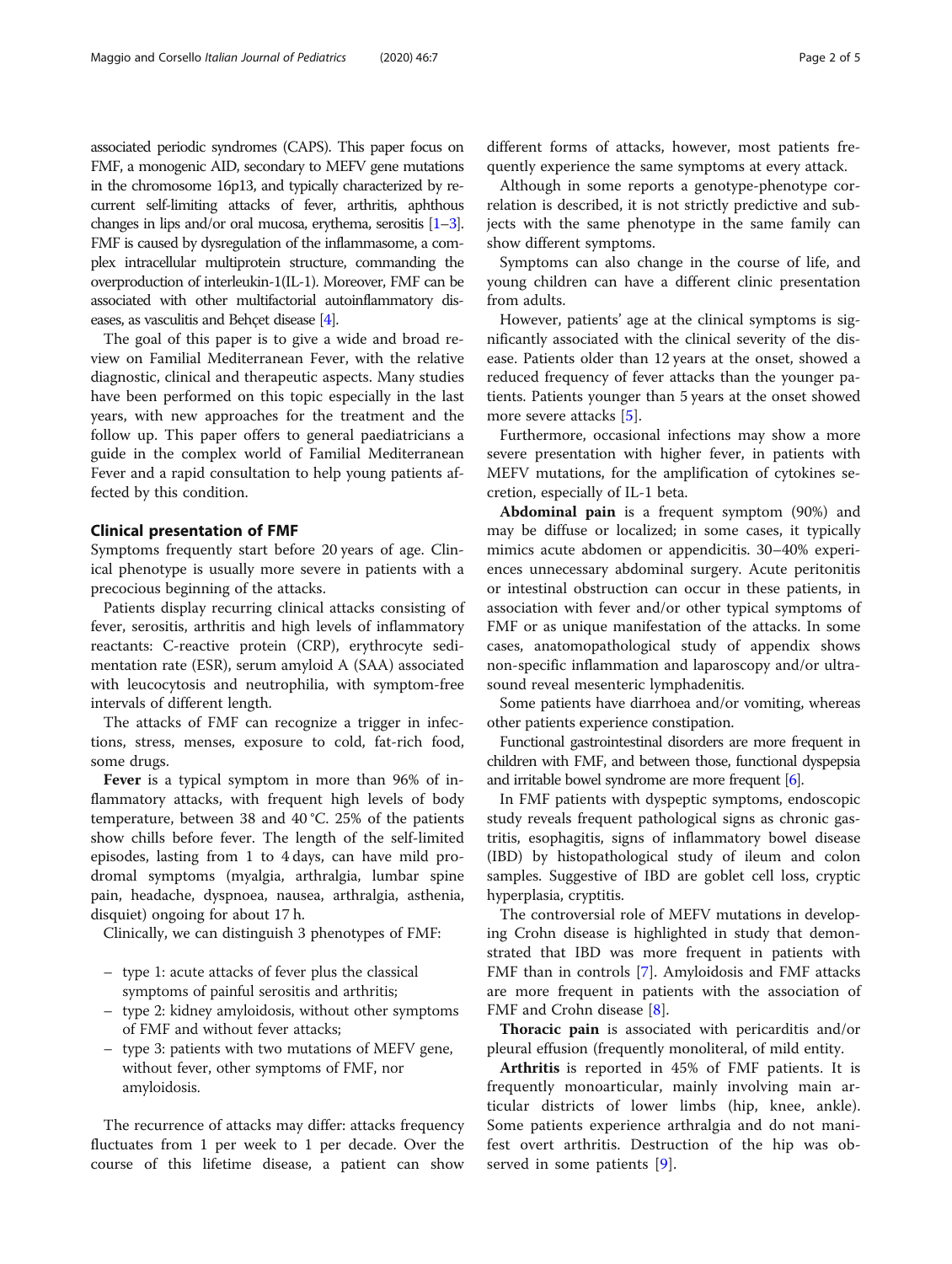associated periodic syndromes (CAPS). This paper focus on FMF, a monogenic AID, secondary to MEFV gene mutations in the chromosome 16p13, and typically characterized by recurrent self-limiting attacks of fever, arthritis, aphthous changes in lips and/or oral mucosa, erythema, serositis [1–3]. FMF is caused by dysregulation of the inflammasome, a complex intracellular multiprotein structure, commanding the overproduction of interleukin-1(IL-1). Moreover, FMF can be associated with other multifactorial autoinflammatory diseases, as vasculitis and Behçet disease [4].

The goal of this paper is to give a wide and broad review on Familial Mediterranean Fever, with the relative diagnostic, clinical and therapeutic aspects. Many studies have been performed on this topic especially in the last years, with new approaches for the treatment and the follow up. This paper offers to general paediatricians a guide in the complex world of Familial Mediterranean Fever and a rapid consultation to help young patients affected by this condition.

## Clinical presentation of FMF

Symptoms frequently start before 20 years of age. Clinical phenotype is usually more severe in patients with a precocious beginning of the attacks.

Patients display recurring clinical attacks consisting of fever, serositis, arthritis and high levels of inflammatory reactants: C-reactive protein (CRP), erythrocyte sedimentation rate (ESR), serum amyloid A (SAA) associated with leucocytosis and neutrophilia, with symptom-free intervals of different length.

The attacks of FMF can recognize a trigger in infections, stress, menses, exposure to cold, fat-rich food, some drugs.

**Fever** is a typical symptom in more than 96% of inflammatory attacks, with frequent high levels of body temperature, between 38 and 40 °C. 25% of the patients show chills before fever. The length of the self-limited episodes, lasting from 1 to 4 days, can have mild prodromal symptoms (myalgia, arthralgia, lumbar spine pain, headache, dyspnoea, nausea, arthralgia, asthenia, disquiet) ongoing for about 17 h.

Clinically, we can distinguish 3 phenotypes of FMF:

- type 1: acute attacks of fever plus the classical symptoms of painful serositis and arthritis;
- type 2: kidney amyloidosis, without other symptoms of FMF and without fever attacks;
- type 3: patients with two mutations of MEFV gene, without fever, other symptoms of FMF, nor amyloidosis.

The recurrence of attacks may differ: attacks frequency fluctuates from 1 per week to 1 per decade. Over the course of this lifetime disease, a patient can show different forms of attacks, however, most patients frequently experience the same symptoms at every attack.

Although in some reports a genotype-phenotype correlation is described, it is not strictly predictive and subjects with the same phenotype in the same family can show different symptoms.

Symptoms can also change in the course of life, and young children can have a different clinic presentation from adults.

However, patients' age at the clinical symptoms is significantly associated with the clinical severity of the disease. Patients older than 12 years at the onset, showed a reduced frequency of fever attacks than the younger patients. Patients younger than 5 years at the onset showed more severe attacks [5].

Furthermore, occasional infections may show a more severe presentation with higher fever, in patients with MEFV mutations, for the amplification of cytokines secretion, especially of IL-1 beta.

**Abdominal pain** is a frequent symptom (90%) and may be diffuse or localized; in some cases, it typically mimics acute abdomen or appendicitis. 30–40% experiences unnecessary abdominal surgery. Acute peritonitis or intestinal obstruction can occur in these patients, in association with fever and/or other typical symptoms of FMF or as unique manifestation of the attacks. In some cases, anatomopathological study of appendix shows non-specific inflammation and laparoscopy and/or ultrasound reveal mesenteric lymphadenitis.

Some patients have diarrhoea and/or vomiting, whereas other patients experience constipation.

Functional gastrointestinal disorders are more frequent in children with FMF, and between those, functional dyspepsia and irritable bowel syndrome are more frequent [6].

In FMF patients with dyspeptic symptoms, endoscopic study reveals frequent pathological signs as chronic gastritis, esophagitis, signs of inflammatory bowel disease (IBD) by histopathological study of ileum and colon samples. Suggestive of IBD are goblet cell loss, cryptic hyperplasia, cryptitis.

The controversial role of MEFV mutations in developing Crohn disease is highlighted in study that demonstrated that IBD was more frequent in patients with FMF than in controls [7]. Amyloidosis and FMF attacks are more frequent in patients with the association of FMF and Crohn disease [8].

**Thoracic pain** is associated with pericarditis and/or pleural effusion (frequently monoliteral, of mild entity.

**Arthritis** is reported in 45% of FMF patients. It is frequently monoarticular, mainly involving main articular districts of lower limbs (hip, knee, ankle). Some patients experience arthralgia and do not manifest overt arthritis. Destruction of the hip was observed in some patients [9].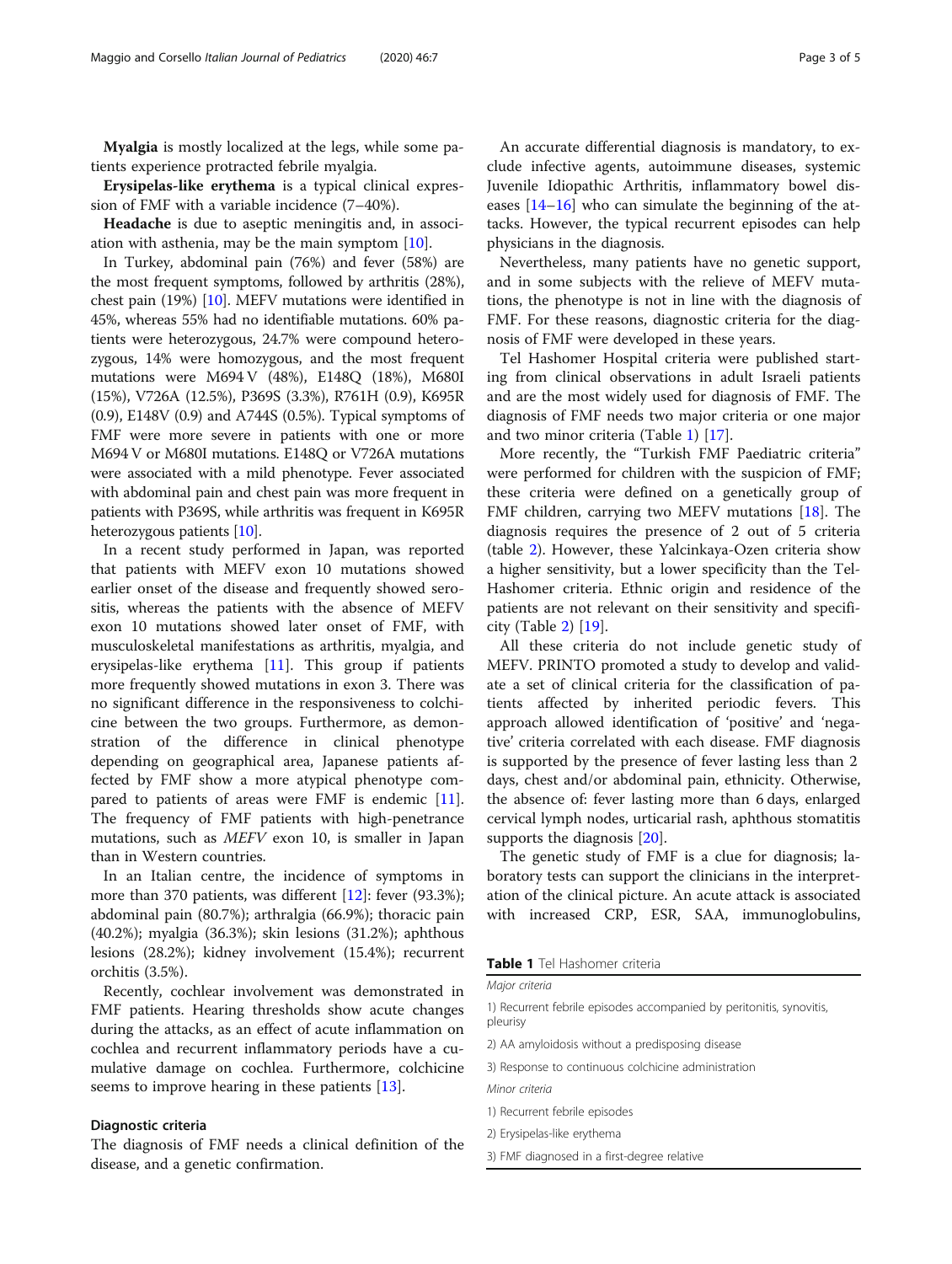**Myalgia** is mostly localized at the legs, while some patients experience protracted febrile myalgia.

**Erysipelas-like erythema** is a typical clinical expression of FMF with a variable incidence (7–40%).

**Headache** is due to aseptic meningitis and, in association with asthenia, may be the main symptom [10].

In Turkey, abdominal pain (76%) and fever (58%) are the most frequent symptoms, followed by arthritis (28%), chest pain (19%) [10]. MEFV mutations were identified in 45%, whereas 55% had no identifiable mutations. 60% patients were heterozygous, 24.7% were compound heterozygous, 14% were homozygous, and the most frequent mutations were M694 V (48%), E148Q (18%), M680I (15%), V726A (12.5%), P369S (3.3%), R761H (0.9), K695R (0.9), E148V (0.9) and A744S (0.5%). Typical symptoms of FMF were more severe in patients with one or more M694 V or M680I mutations. E148Q or V726A mutations were associated with a mild phenotype. Fever associated with abdominal pain and chest pain was more frequent in patients with P369S, while arthritis was frequent in K695R heterozygous patients [10].

In a recent study performed in Japan, was reported that patients with MEFV exon 10 mutations showed earlier onset of the disease and frequently showed serositis, whereas the patients with the absence of MEFV exon 10 mutations showed later onset of FMF, with musculoskeletal manifestations as arthritis, myalgia, and erysipelas-like erythema [11]. This group if patients more frequently showed mutations in exon 3. There was no significant difference in the responsiveness to colchicine between the two groups. Furthermore, as demonstration of the difference in clinical phenotype depending on geographical area, Japanese patients affected by FMF show a more atypical phenotype compared to patients of areas were FMF is endemic [11]. The frequency of FMF patients with high-penetrance mutations, such as *MEFV* exon 10, is smaller in Japan than in Western countries.

In an Italian centre, the incidence of symptoms in more than 370 patients, was different [12]: fever (93.3%); abdominal pain (80.7%); arthralgia (66.9%); thoracic pain (40.2%); myalgia (36.3%); skin lesions (31.2%); aphthous lesions (28.2%); kidney involvement (15.4%); recurrent orchitis (3.5%).

Recently, cochlear involvement was demonstrated in FMF patients. Hearing thresholds show acute changes during the attacks, as an effect of acute inflammation on cochlea and recurrent inflammatory periods have a cumulative damage on cochlea. Furthermore, colchicine seems to improve hearing in these patients [13].

## Diagnostic criteria

The diagnosis of FMF needs a clinical definition of the disease, and a genetic confirmation.

An accurate differential diagnosis is mandatory, to exclude infective agents, autoimmune diseases, systemic Juvenile Idiopathic Arthritis, inflammatory bowel diseases [14–16] who can simulate the beginning of the attacks. However, the typical recurrent episodes can help physicians in the diagnosis.

Nevertheless, many patients have no genetic support, and in some subjects with the relieve of MEFV mutations, the phenotype is not in line with the diagnosis of FMF. For these reasons, diagnostic criteria for the diagnosis of FMF were developed in these years.

Tel Hashomer Hospital criteria were published starting from clinical observations in adult Israeli patients and are the most widely used for diagnosis of FMF. The diagnosis of FMF needs two major criteria or one major and two minor criteria (Table 1) [17].

More recently, the "Turkish FMF Paediatric criteria" were performed for children with the suspicion of FMF; these criteria were defined on a genetically group of FMF children, carrying two MEFV mutations [18]. The diagnosis requires the presence of 2 out of 5 criteria (table 2). However, these Yalcinkaya-Ozen criteria show a higher sensitivity, but a lower specificity than the Tel-Hashomer criteria. Ethnic origin and residence of the patients are not relevant on their sensitivity and specificity (Table 2) [19].

All these criteria do not include genetic study of MEFV. PRINTO promoted a study to develop and validate a set of clinical criteria for the classification of patients affected by inherited periodic fevers. This approach allowed identification of 'positive' and 'negative' criteria correlated with each disease. FMF diagnosis is supported by the presence of fever lasting less than 2 days, chest and/or abdominal pain, ethnicity. Otherwise, the absence of: fever lasting more than 6 days, enlarged cervical lymph nodes, urticarial rash, aphthous stomatitis supports the diagnosis [20].

The genetic study of FMF is a clue for diagnosis; laboratory tests can support the clinicians in the interpretation of the clinical picture. An acute attack is associated with increased CRP, ESR, SAA, immunoglobulins,

**Table 1** Tel Hashomer criteria

| Tel Hashomer criteria |
| --- |
| *Major criteria* |
| 1) Recurrent febrile episodes accompanied by peritonitis, synovitis, pleurisy |
| 2) AA amyloidosis without a predisposing disease |
| 3) Response to continuous colchicine administration |
| *Minor criteria* |
| 1) Recurrent febrile episodes |
| 2) Erysipelas-like erythema |
| 3) FMF diagnosed in a first-degree relative |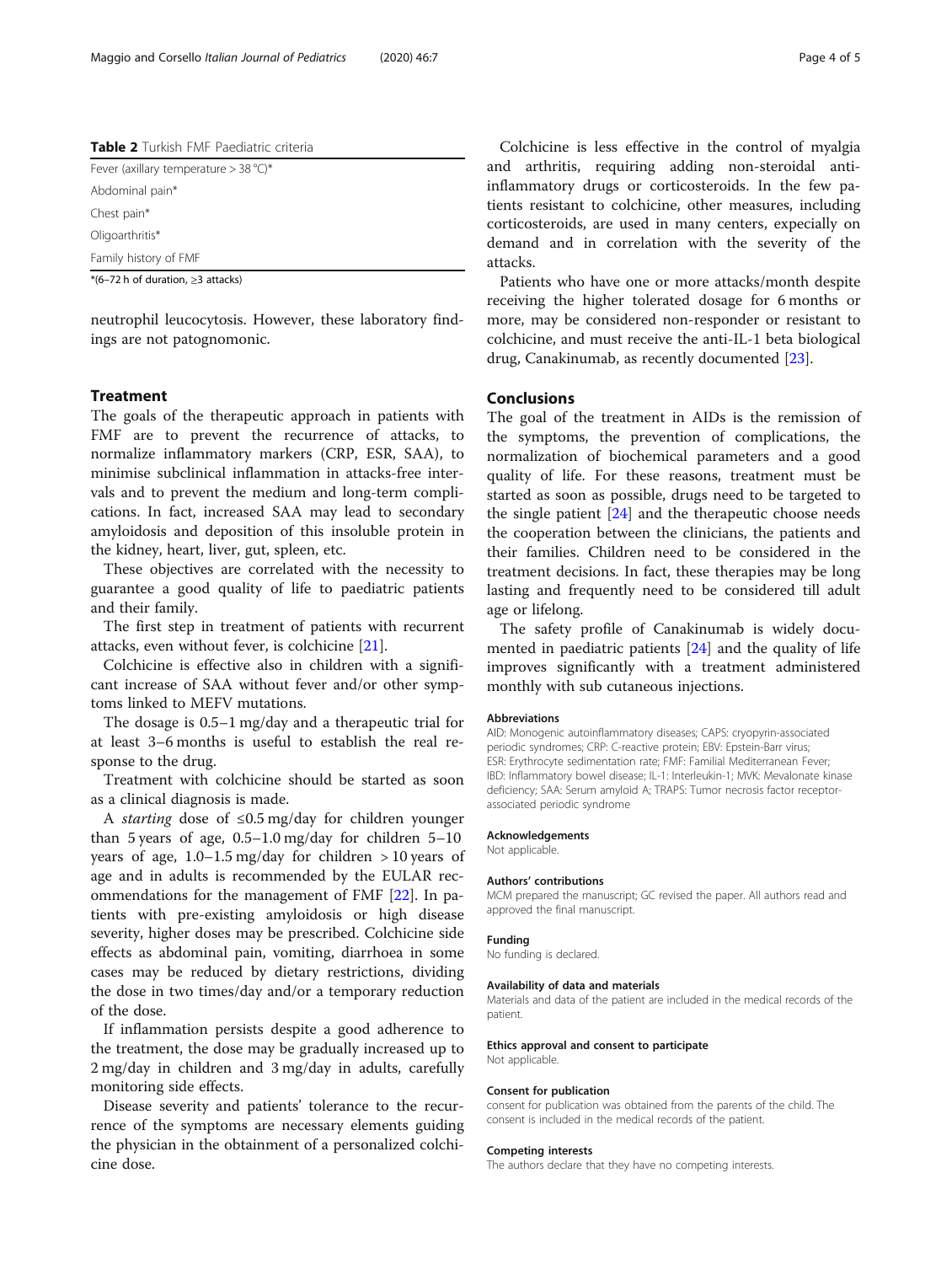**Table 2** Turkish FMF Paediatric criteria

| Turkish FMF Paediatric criteria |
| --- |
| Fever (axillary temperature > 38 °C)* |
| Abdominal pain* |
| Chest pain* |
| Oligoarthritis* |
| Family history of FMF |

*(6–72 h of duration, ≥3 attacks)

neutrophil leucocytosis. However, these laboratory findings are not patognomonic.

## Treatment

The goals of the therapeutic approach in patients with FMF are to prevent the recurrence of attacks, to normalize inflammatory markers (CRP, ESR, SAA), to minimise subclinical inflammation in attacks-free intervals and to prevent the medium and long-term complications. In fact, increased SAA may lead to secondary amyloidosis and deposition of this insoluble protein in the kidney, heart, liver, gut, spleen, etc.

These objectives are correlated with the necessity to guarantee a good quality of life to paediatric patients and their family.

The first step in treatment of patients with recurrent attacks, even without fever, is colchicine [21].

Colchicine is effective also in children with a significant increase of SAA without fever and/or other symptoms linked to MEFV mutations.

The dosage is 0.5–1 mg/day and a therapeutic trial for at least 3–6 months is useful to establish the real response to the drug.

Treatment with colchicine should be started as soon as a clinical diagnosis is made.

A *starting* dose of ≤0.5 mg/day for children younger than 5 years of age, 0.5–1.0 mg/day for children 5–10 years of age, 1.0–1.5 mg/day for children > 10 years of age and in adults is recommended by the EULAR recommendations for the management of FMF [22]. In patients with pre-existing amyloidosis or high disease severity, higher doses may be prescribed. Colchicine side effects as abdominal pain, vomiting, diarrhoea in some cases may be reduced by dietary restrictions, dividing the dose in two times/day and/or a temporary reduction of the dose.

If inflammation persists despite a good adherence to the treatment, the dose may be gradually increased up to 2 mg/day in children and 3 mg/day in adults, carefully monitoring side effects.

Disease severity and patients' tolerance to the recurrence of the symptoms are necessary elements guiding the physician in the obtainment of a personalized colchicine dose.

Colchicine is less effective in the control of myalgia and arthritis, requiring adding non-steroidal anti-inflammatory drugs or corticosteroids. In the few patients resistant to colchicine, other measures, including corticosteroids, are used in many centers, expecially on demand and in correlation with the severity of the attacks.

Patients who have one or more attacks/month despite receiving the higher tolerated dosage for 6 months or more, may be considered non-responder or resistant to colchicine, and must receive the anti-IL-1 beta biological drug, Canakinumab, as recently documented [23].

## Conclusions

The goal of the treatment in AIDs is the remission of the symptoms, the prevention of complications, the normalization of biochemical parameters and a good quality of life. For these reasons, treatment must be started as soon as possible, drugs need to be targeted to the single patient [24] and the therapeutic choose needs the cooperation between the clinicians, the patients and their families. Children need to be considered in the treatment decisions. In fact, these therapies may be long lasting and frequently need to be considered till adult age or lifelong.

The safety profile of Canakinumab is widely documented in paediatric patients [24] and the quality of life improves significantly with a treatment administered monthly with sub cutaneous injections.

#### Abbreviations

AID: Monogenic autoinflammatory diseases; CAPS: cryopyrin-associated periodic syndromes; CRP: C-reactive protein; EBV: Epstein-Barr virus; ESR: Erythrocyte sedimentation rate; FMF: Familial Mediterranean Fever; IBD: Inflammatory bowel disease; IL-1: Interleukin-1; MVK: Mevalonate kinase deficiency; SAA: Serum amyloid A; TRAPS: Tumor necrosis factor receptor-associated periodic syndrome

#### Acknowledgements

Not applicable.

#### Authors' contributions

MCM prepared the manuscript; GC revised the paper. All authors read and approved the final manuscript.

#### Funding

No funding is declared.

#### Availability of data and materials

Materials and data of the patient are included in the medical records of the patient.

#### Ethics approval and consent to participate

Not applicable.

#### Consent for publication

consent for publication was obtained from the parents of the child. The consent is included in the medical records of the patient.

#### Competing interests

The authors declare that they have no competing interests.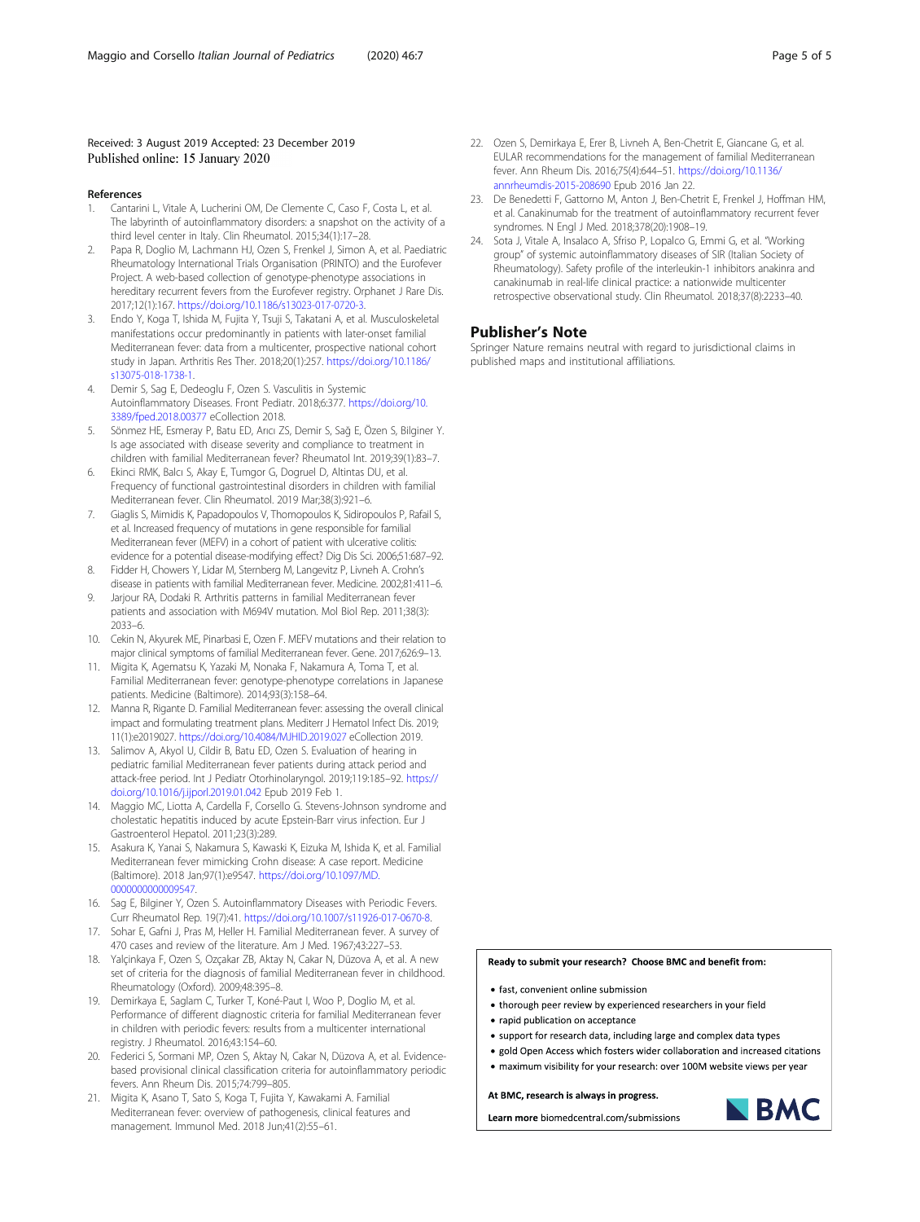Received: 3 August 2019 Accepted: 23 December 2019
Published online: 15 January 2020

### References

1. Cantarini L, Vitale A, Lucherini OM, De Clemente C, Caso F, Costa L, et al. The labyrinth of autoinflammatory disorders: a snapshot on the activity of a third level center in Italy. Clin Rheumatol. 2015;34(1):17–28.
2. Papa R, Doglio M, Lachmann HJ, Ozen S, Frenkel J, Simon A, et al. Paediatric Rheumatology International Trials Organisation (PRINTO) and the Eurofever Project. A web-based collection of genotype-phenotype associations in hereditary recurrent fevers from the Eurofever registry. Orphanet J Rare Dis. 2017;12(1):167. https://doi.org/10.1186/s13023-017-0720-3.
3. Endo Y, Koga T, Ishida M, Fujita Y, Tsuji S, Takatani A, et al. Musculoskeletal manifestations occur predominantly in patients with later-onset familial Mediterranean fever: data from a multicenter, prospective national cohort study in Japan. Arthritis Res Ther. 2018;20(1):257. https://doi.org/10.1186/s13075-018-1738-1.
4. Demir S, Sag E, Dedeoglu F, Ozen S. Vasculitis in Systemic Autoinflammatory Diseases. Front Pediatr. 2018;6:377. https://doi.org/10.3389/fped.2018.00377 eCollection 2018.
5. Sönmez HE, Esmeray P, Batu ED, Arıcı ZS, Demir S, Sağ E, Özen S, Bilginer Y. Is age associated with disease severity and compliance to treatment in children with familial Mediterranean fever? Rheumatol Int. 2019;39(1):83–7.
6. Ekinci RMK, Balcı S, Akay E, Tumgor G, Dogruel D, Altintas DU, et al. Frequency of functional gastrointestinal disorders in children with familial Mediterranean fever. Clin Rheumatol. 2019 Mar;38(3):921–6.
7. Giaglis S, Mimidis K, Papadopoulos V, Thomopoulos K, Sidiropoulos P, Rafail S, et al. Increased frequency of mutations in gene responsible for familial Mediterranean fever (MEFV) in a cohort of patient with ulcerative colitis: evidence for a potential disease-modifying effect? Dig Dis Sci. 2006;51:687–92.
8. Fidder H, Chowers Y, Lidar M, Sternberg M, Langevitz P, Livneh A. Crohn's disease in patients with familial Mediterranean fever. Medicine. 2002;81:411–6.
9. Jarjour RA, Dodaki R. Arthritis patterns in familial Mediterranean fever patients and association with M694V mutation. Mol Biol Rep. 2011;38(3):2033–6.
10. Cekin N, Akyurek ME, Pinarbasi E, Ozen F. MEFV mutations and their relation to major clinical symptoms of familial Mediterranean fever. Gene. 2017;626:9–13.
11. Migita K, Agematsu K, Yazaki M, Nonaka F, Nakamura A, Toma T, et al. Familial Mediterranean fever: genotype-phenotype correlations in Japanese patients. Medicine (Baltimore). 2014;93(3):158–64.
12. Manna R, Rigante D. Familial Mediterranean fever: assessing the overall clinical impact and formulating treatment plans. Mediterr J Hematol Infect Dis. 2019;11(1):e2019027. https://doi.org/10.4084/MJHID.2019.027 eCollection 2019.
13. Salimov A, Akyol U, Cildir B, Batu ED, Ozen S. Evaluation of hearing in pediatric familial Mediterranean fever patients during attack period and attack-free period. Int J Pediatr Otorhinolaryngol. 2019;119:185–92. https://doi.org/10.1016/j.ijporl.2019.01.042 Epub 2019 Feb 1.
14. Maggio MC, Liotta A, Cardella F, Corsello G. Stevens-Johnson syndrome and cholestatic hepatitis induced by acute Epstein-Barr virus infection. Eur J Gastroenterol Hepatol. 2011;23(3):289.
15. Asakura K, Yanai S, Nakamura S, Kawaski K, Eizuka M, Ishida K, et al. Familial Mediterranean fever mimicking Crohn disease: A case report. Medicine (Baltimore). 2018 Jan;97(1):e9547. https://doi.org/10.1097/MD.0000000000009547.
16. Sag E, Bilginer Y, Ozen S. Autoinflammatory Diseases with Periodic Fevers. Curr Rheumatol Rep. 19(7):41. https://doi.org/10.1007/s11926-017-0670-8.
17. Sohar E, Gafni J, Pras M, Heller H. Familial Mediterranean fever. A survey of 470 cases and review of the literature. Am J Med. 1967;43:227–53.
18. Yalçinkaya F, Ozen S, Ozçakar ZB, Aktay N, Cakar N, Düzova A, et al. A new set of criteria for the diagnosis of familial Mediterranean fever in childhood. Rheumatology (Oxford). 2009;48:395–8.
19. Demirkaya E, Saglam C, Turker T, Koné-Paut I, Woo P, Doglio M, et al. Performance of different diagnostic criteria for familial Mediterranean fever in children with periodic fevers: results from a multicenter international registry. J Rheumatol. 2016;43:154–60.
20. Federici S, Sormani MP, Ozen S, Aktay N, Cakar N, Düzova A, et al. Evidence-based provisional clinical classification criteria for autoinflammatory periodic fevers. Ann Rheum Dis. 2015;74:799–805.
21. Migita K, Asano T, Sato S, Koga T, Fujita Y, Kawakami A. Familial Mediterranean fever: overview of pathogenesis, clinical features and management. Immunol Med. 2018 Jun;41(2):55–61.
22. Ozen S, Demirkaya E, Erer B, Livneh A, Ben-Chetrit E, Giancane G, et al. EULAR recommendations for the management of familial Mediterranean fever. Ann Rheum Dis. 2016;75(4):644–51. https://doi.org/10.1136/annrheumdis-2015-208690 Epub 2016 Jan 22.
23. De Benedetti F, Gattorno M, Anton J, Ben-Chetrit E, Frenkel J, Hoffman HM, et al. Canakinumab for the treatment of autoinflammatory recurrent fever syndromes. N Engl J Med. 2018;378(20):1908–19.
24. Sota J, Vitale A, Insalaco A, Sfriso P, Lopalco G, Emmi G, et al. "Working group" of systemic autoinflammatory diseases of SIR (Italian Society of Rheumatology). Safety profile of the interleukin-1 inhibitors anakinra and canakinumab in real-life clinical practice: a nationwide multicenter retrospective observational study. Clin Rheumatol. 2018;37(8):2233–40.

## Publisher's Note

Springer Nature remains neutral with regard to jurisdictional claims in published maps and institutional affiliations.

**Ready to submit your research? Choose BMC and benefit from:**

- fast, convenient online submission
- thorough peer review by experienced researchers in your field
- rapid publication on acceptance
- support for research data, including large and complex data types
- gold Open Access which fosters wider collaboration and increased citations
- maximum visibility for your research: over 100M website views per year

**At BMC, research is always in progress.**

**Learn more** biomedcentral.com/submissions

BMC